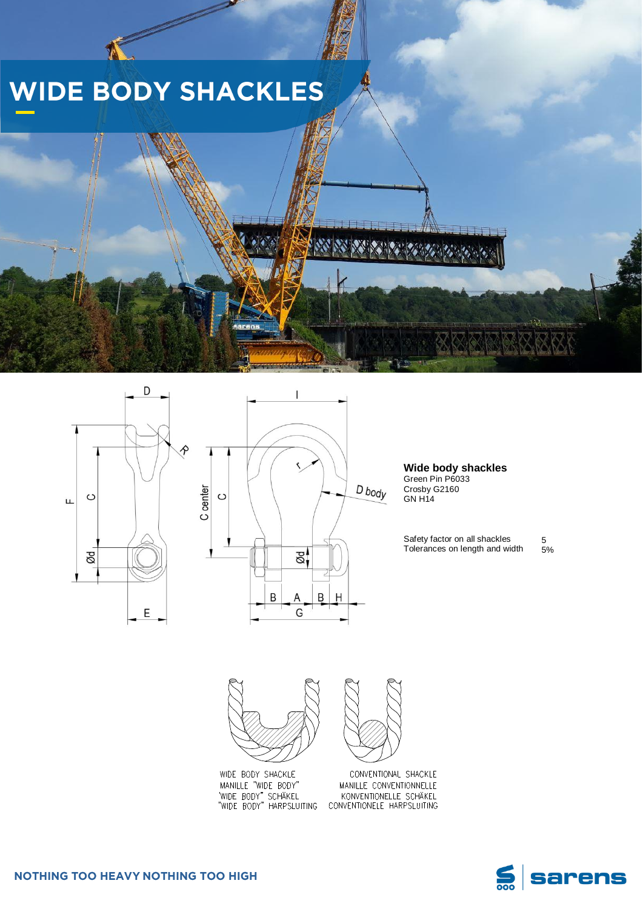# WIDE BODY SHACKLES

**Wide body shackles**
Green Pin P6033
Crosby G2160
GN H14

| | |
|---|---|
| Safety factor on all shackles | 5 |
| Tolerances on length and width | 5% |

WIDE BODY SHACKLE
MANILLE "WIDE BODY"
"WIDE BODY" SCHÄKEL
"WIDE BODY" HARPSLUITING

CONVENTIONAL SHACKLE
MANILLE CONVENTIONNELLE
KONVENTIONELLE SCHÄKEL
CONVENTIONELE HARPSLUITING

**NOTHING TOO HEAVY NOTHING TOO HIGH**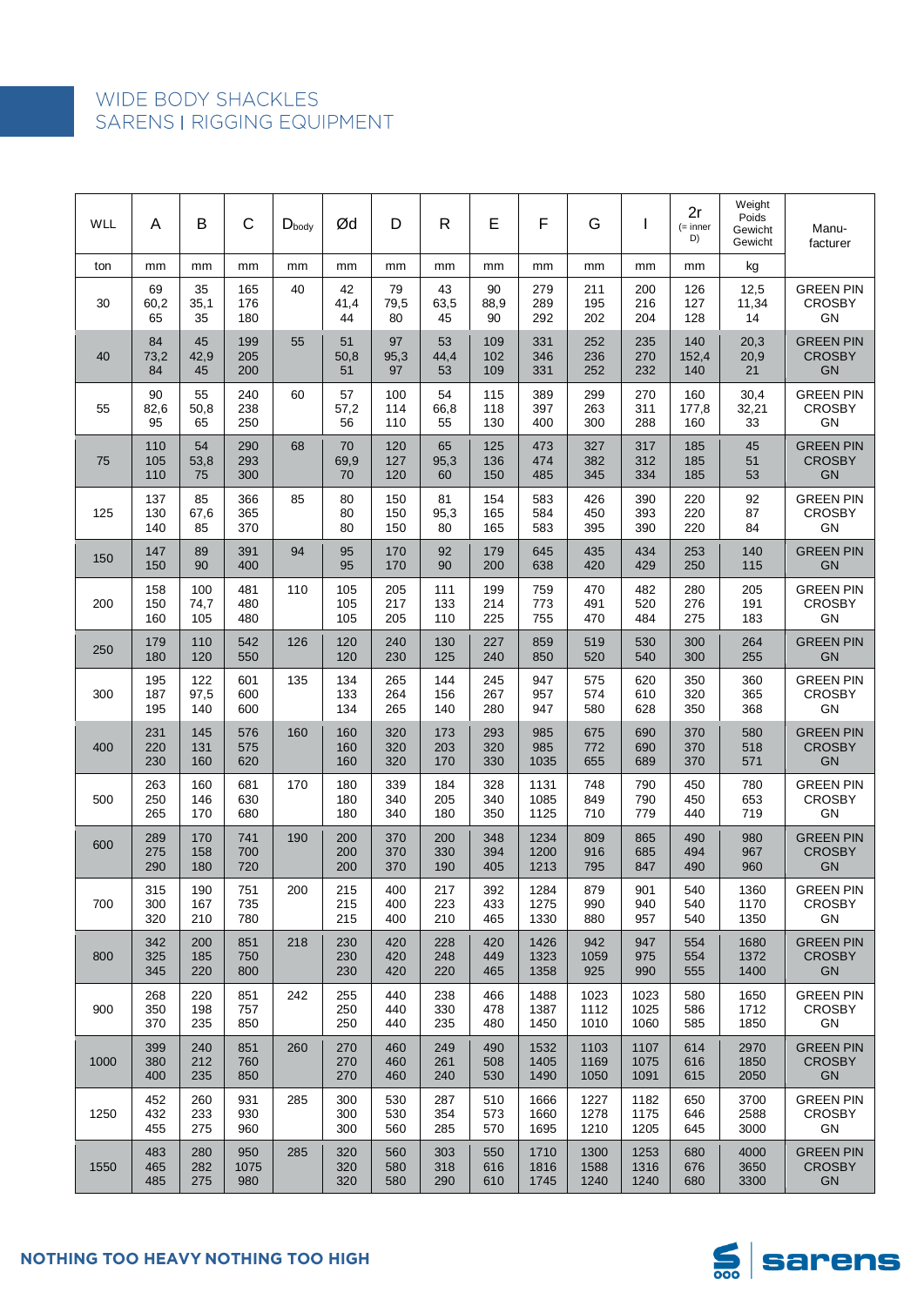# WIDE BODY SHACKLES
## SARENS | RIGGING EQUIPMENT

| WLL | A | B | C | $D_{body}$ | Ød | D | R | E | F | G | I | 2r (= inner D) | Weight Poids Gewicht Gewicht | Manu-facturer |
|---|---|---|---|---|---|---|---|---|---|---|---|---|---|---|
| ton | mm | mm | mm | mm | mm | mm | mm | mm | mm | mm | mm | mm | kg | |
| 30 | 69<br>60,2<br>65 | 35<br>35,1<br>35 | 165<br>176<br>180 | 40 | 42<br>41,4<br>44 | 79<br>79,5<br>80 | 43<br>63,5<br>45 | 90<br>88,9<br>90 | 279<br>289<br>292 | 211<br>195<br>202 | 200<br>216<br>204 | 126<br>127<br>128 | 12,5<br>11,34<br>14 | GREEN PIN<br>CROSBY<br>GN |
| 40 | 84<br>73,2<br>84 | 45<br>42,9<br>45 | 199<br>205<br>200 | 55 | 51<br>50,8<br>51 | 97<br>95,3<br>97 | 53<br>44,4<br>53 | 109<br>102<br>109 | 331<br>346<br>331 | 252<br>236<br>252 | 235<br>270<br>232 | 140<br>152,4<br>140 | 20,3<br>20,9<br>21 | GREEN PIN<br>CROSBY<br>GN |
| 55 | 90<br>82,6<br>95 | 55<br>50,8<br>65 | 240<br>238<br>250 | 60 | 57<br>57,2<br>56 | 100<br>114<br>110 | 54<br>66,8<br>55 | 115<br>118<br>130 | 389<br>397<br>400 | 299<br>263<br>300 | 270<br>311<br>288 | 160<br>177,8<br>160 | 30,4<br>32,21<br>33 | GREEN PIN<br>CROSBY<br>GN |
| 75 | 110<br>105<br>110 | 54<br>53,8<br>75 | 290<br>293<br>300 | 68 | 70<br>69,9<br>70 | 120<br>127<br>120 | 65<br>95,3<br>60 | 125<br>136<br>150 | 473<br>474<br>485 | 327<br>382<br>345 | 317<br>312<br>334 | 185<br>185<br>185 | 45<br>51<br>53 | GREEN PIN<br>CROSBY<br>GN |
| 125 | 137<br>130<br>140 | 85<br>67,6<br>85 | 366<br>365<br>370 | 85 | 80<br>80<br>80 | 150<br>150<br>150 | 81<br>95,3<br>80 | 154<br>165<br>165 | 583<br>584<br>583 | 426<br>450<br>395 | 390<br>393<br>390 | 220<br>220<br>220 | 92<br>87<br>84 | GREEN PIN<br>CROSBY<br>GN |
| 150 | 147<br>150 | 89<br>90 | 391<br>400 | 94 | 95<br>95 | 170<br>170 | 92<br>90 | 179<br>200 | 645<br>638 | 435<br>420 | 434<br>429 | 253<br>250 | 140<br>115 | GREEN PIN<br>GN |
| 200 | 158<br>150<br>160 | 100<br>74,7<br>105 | 481<br>480<br>480 | 110 | 105<br>105<br>105 | 205<br>217<br>205 | 111<br>133<br>110 | 199<br>214<br>225 | 759<br>773<br>755 | 470<br>491<br>470 | 482<br>520<br>484 | 280<br>276<br>275 | 205<br>191<br>183 | GREEN PIN<br>CROSBY<br>GN |
| 250 | 179<br>180 | 110<br>120 | 542<br>550 | 126 | 120<br>120 | 240<br>230 | 130<br>125 | 227<br>240 | 859<br>850 | 519<br>520 | 530<br>540 | 300<br>300 | 264<br>255 | GREEN PIN<br>GN |
| 300 | 195<br>187<br>195 | 122<br>97,5<br>140 | 601<br>600<br>600 | 135 | 134<br>133<br>134 | 265<br>264<br>265 | 144<br>156<br>140 | 245<br>267<br>280 | 947<br>957<br>947 | 575<br>574<br>580 | 620<br>610<br>628 | 350<br>320<br>350 | 360<br>365<br>368 | GREEN PIN<br>CROSBY<br>GN |
| 400 | 231<br>220<br>230 | 145<br>131<br>160 | 576<br>575<br>620 | 160 | 160<br>160<br>160 | 320<br>320<br>320 | 173<br>203<br>170 | 293<br>320<br>330 | 985<br>985<br>1035 | 675<br>772<br>655 | 690<br>690<br>689 | 370<br>370<br>370 | 580<br>518<br>571 | GREEN PIN<br>CROSBY<br>GN |
| 500 | 263<br>250<br>265 | 160<br>146<br>170 | 681<br>630<br>680 | 170 | 180<br>180<br>180 | 339<br>340<br>340 | 184<br>205<br>180 | 328<br>340<br>350 | 1131<br>1085<br>1125 | 748<br>849<br>710 | 790<br>790<br>779 | 450<br>450<br>440 | 780<br>653<br>719 | GREEN PIN<br>CROSBY<br>GN |
| 600 | 289<br>275<br>290 | 170<br>158<br>180 | 741<br>700<br>720 | 190 | 200<br>200<br>200 | 370<br>370<br>370 | 200<br>330<br>190 | 348<br>394<br>405 | 1234<br>1200<br>1213 | 809<br>916<br>795 | 865<br>685<br>847 | 490<br>494<br>490 | 980<br>967<br>960 | GREEN PIN<br>CROSBY<br>GN |
| 700 | 315<br>300<br>320 | 190<br>167<br>210 | 751<br>735<br>780 | 200 | 215<br>215<br>215 | 400<br>400<br>400 | 217<br>223<br>210 | 392<br>433<br>465 | 1284<br>1275<br>1330 | 879<br>990<br>880 | 901<br>940<br>957 | 540<br>540<br>540 | 1360<br>1170<br>1350 | GREEN PIN<br>CROSBY<br>GN |
| 800 | 342<br>325<br>345 | 200<br>185<br>220 | 851<br>750<br>800 | 218 | 230<br>230<br>230 | 420<br>420<br>420 | 228<br>248<br>220 | 420<br>449<br>465 | 1426<br>1323<br>1358 | 942<br>1059<br>925 | 947<br>975<br>990 | 554<br>554<br>555 | 1680<br>1372<br>1400 | GREEN PIN<br>CROSBY<br>GN |
| 900 | 268<br>350<br>370 | 220<br>198<br>235 | 851<br>757<br>850 | 242 | 255<br>250<br>250 | 440<br>440<br>440 | 238<br>330<br>235 | 466<br>478<br>480 | 1488<br>1387<br>1450 | 1023<br>1112<br>1010 | 1023<br>1025<br>1060 | 580<br>586<br>585 | 1650<br>1712<br>1850 | GREEN PIN<br>CROSBY<br>GN |
| 1000 | 399<br>380<br>400 | 240<br>212<br>235 | 851<br>760<br>850 | 260 | 270<br>270<br>270 | 460<br>460<br>460 | 249<br>261<br>240 | 490<br>508<br>530 | 1532<br>1405<br>1490 | 1103<br>1169<br>1050 | 1107<br>1075<br>1091 | 614<br>616<br>615 | 2970<br>1850<br>2050 | GREEN PIN<br>CROSBY<br>GN |
| 1250 | 452<br>432<br>455 | 260<br>233<br>275 | 931<br>930<br>960 | 285 | 300<br>300<br>300 | 530<br>530<br>560 | 287<br>354<br>285 | 510<br>573<br>570 | 1666<br>1660<br>1695 | 1227<br>1278<br>1210 | 1182<br>1175<br>1205 | 650<br>646<br>645 | 3700<br>2588<br>3000 | GREEN PIN<br>CROSBY<br>GN |
| 1550 | 483<br>465<br>485 | 280<br>282<br>275 | 950<br>1075<br>980 | 285 | 320<br>320<br>320 | 560<br>580<br>580 | 303<br>318<br>290 | 550<br>616<br>610 | 1710<br>1816<br>1745 | 1300<br>1588<br>1240 | 1253<br>1316<br>1240 | 680<br>676<br>680 | 4000<br>3650<br>3300 | GREEN PIN<br>CROSBY<br>GN |

**NOTHING TOO HEAVY NOTHING TOO HIGH**

sarens